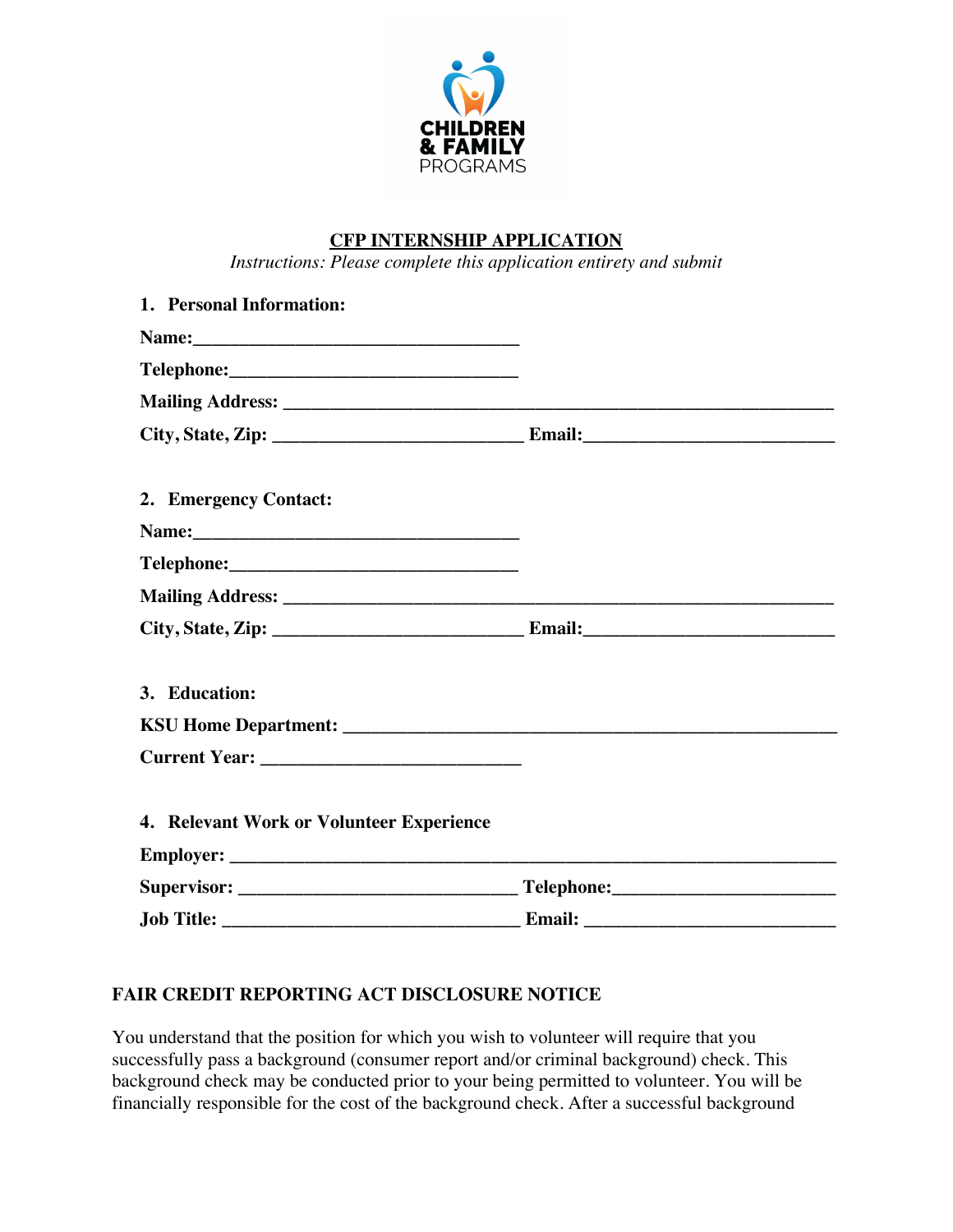CHILDREN & FAMILY PROGRAMS

# CFP INTERNSHIP APPLICATION

*Instructions: Please complete this application entirety and submit*

1. **Personal Information:**

**Name:**___________________________________

**Telephone:**______________________________

**Mailing Address:** ___________________________________________________________

**City, State, Zip:** ___________________________ **Email:**___________________________

2. **Emergency Contact:**

**Name:**___________________________________

**Telephone:**______________________________

**Mailing Address:** ___________________________________________________________

**City, State, Zip:** ___________________________ **Email:**___________________________

3. **Education:**

**KSU Home Department:** ___________________________________________________

**Current Year:** ____________________________

4. **Relevant Work or Volunteer Experience**

**Employer:** _________________________________________________________________

**Supervisor:** ______________________________ **Telephone:**_______________________

**Job Title:** ________________________________ **Email:** __________________________

**FAIR CREDIT REPORTING ACT DISCLOSURE NOTICE**

You understand that the position for which you wish to volunteer will require that you successfully pass a background (consumer report and/or criminal background) check. This background check may be conducted prior to your being permitted to volunteer. You will be financially responsible for the cost of the background check. After a successful background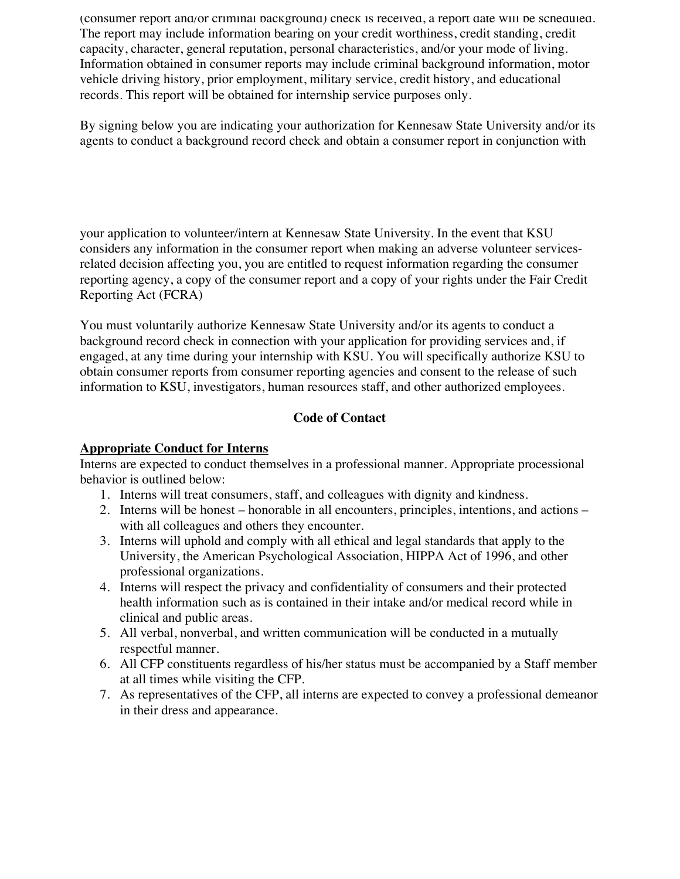(consumer report and/or criminal background) check is received, a report date will be scheduled. The report may include information bearing on your credit worthiness, credit standing, credit capacity, character, general reputation, personal characteristics, and/or your mode of living. Information obtained in consumer reports may include criminal background information, motor vehicle driving history, prior employment, military service, credit history, and educational records. This report will be obtained for internship service purposes only.

By signing below you are indicating your authorization for Kennesaw State University and/or its agents to conduct a background record check and obtain a consumer report in conjunction with your application to volunteer/intern at Kennesaw State University. In the event that KSU considers any information in the consumer report when making an adverse volunteer services-related decision affecting you, you are entitled to request information regarding the consumer reporting agency, a copy of the consumer report and a copy of your rights under the Fair Credit Reporting Act (FCRA)

You must voluntarily authorize Kennesaw State University and/or its agents to conduct a background record check in connection with your application for providing services and, if engaged, at any time during your internship with KSU. You will specifically authorize KSU to obtain consumer reports from consumer reporting agencies and consent to the release of such information to KSU, investigators, human resources staff, and other authorized employees.

## Code of Contact

### Appropriate Conduct for Interns

Interns are expected to conduct themselves in a professional manner. Appropriate processional behavior is outlined below:

1. Interns will treat consumers, staff, and colleagues with dignity and kindness.
2. Interns will be honest – honorable in all encounters, principles, intentions, and actions – with all colleagues and others they encounter.
3. Interns will uphold and comply with all ethical and legal standards that apply to the University, the American Psychological Association, HIPPA Act of 1996, and other professional organizations.
4. Interns will respect the privacy and confidentiality of consumers and their protected health information such as is contained in their intake and/or medical record while in clinical and public areas.
5. All verbal, nonverbal, and written communication will be conducted in a mutually respectful manner.
6. All CFP constituents regardless of his/her status must be accompanied by a Staff member at all times while visiting the CFP.
7. As representatives of the CFP, all interns are expected to convey a professional demeanor in their dress and appearance.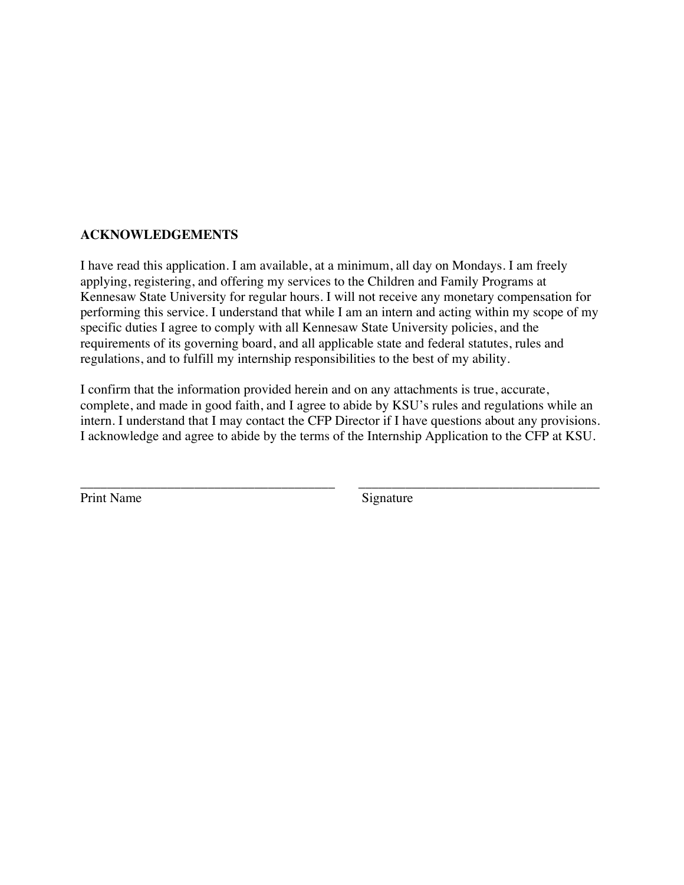**ACKNOWLEDGEMENTS**

I have read this application. I am available, at a minimum, all day on Mondays. I am freely applying, registering, and offering my services to the Children and Family Programs at Kennesaw State University for regular hours. I will not receive any monetary compensation for performing this service. I understand that while I am an intern and acting within my scope of my specific duties I agree to comply with all Kennesaw State University policies, and the requirements of its governing board, and all applicable state and federal statutes, rules and regulations, and to fulfill my internship responsibilities to the best of my ability.

I confirm that the information provided herein and on any attachments is true, accurate, complete, and made in good faith, and I agree to abide by KSU's rules and regulations while an intern. I understand that I may contact the CFP Director if I have questions about any provisions. I acknowledge and agree to abide by the terms of the Internship Application to the CFP at KSU.

_______________________________________ _____________________________________

Print Name Signature